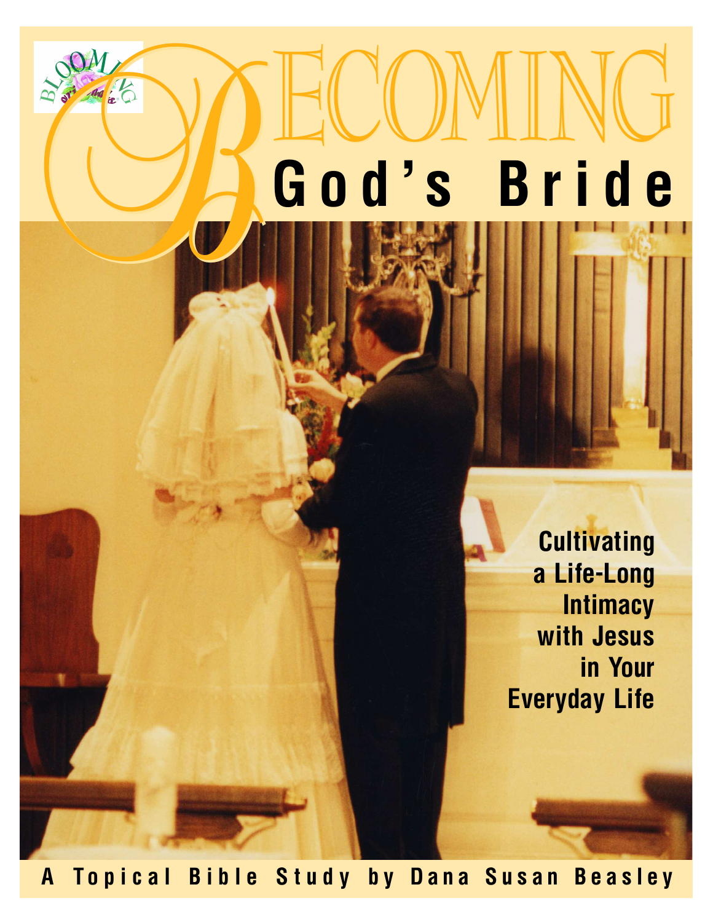# BECOMING God's Bride

**Cultivating a Life-Long Intimacy with Jesus in Your Everyday Life**

A Topical Bible Study by Dana Susan Beasley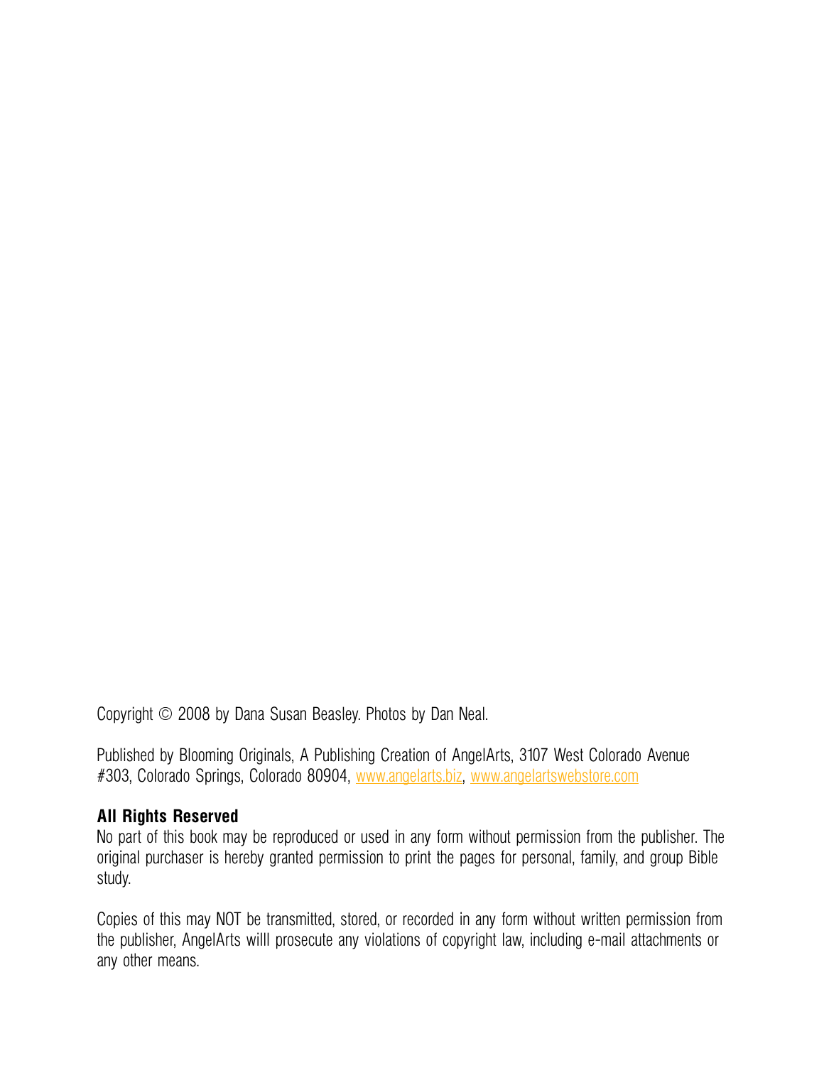Copyright © 2008 by Dana Susan Beasley. Photos by Dan Neal.

Published by Blooming Originals, A Publishing Creation of AngelArts, 3107 West Colorado Avenue #303, Colorado Springs, Colorado 80904, [www.angelarts.biz](www.angelarts.biz), [www.angelartswebstore.com](www.angelartswebstore.com)

**All Rights Reserved**

No part of this book may be reproduced or used in any form without permission from the publisher. The original purchaser is hereby granted permission to print the pages for personal, family, and group Bible study.

Copies of this may NOT be transmitted, stored, or recorded in any form without written permission from the publisher, AngelArts willl prosecute any violations of copyright law, including e-mail attachments or any other means.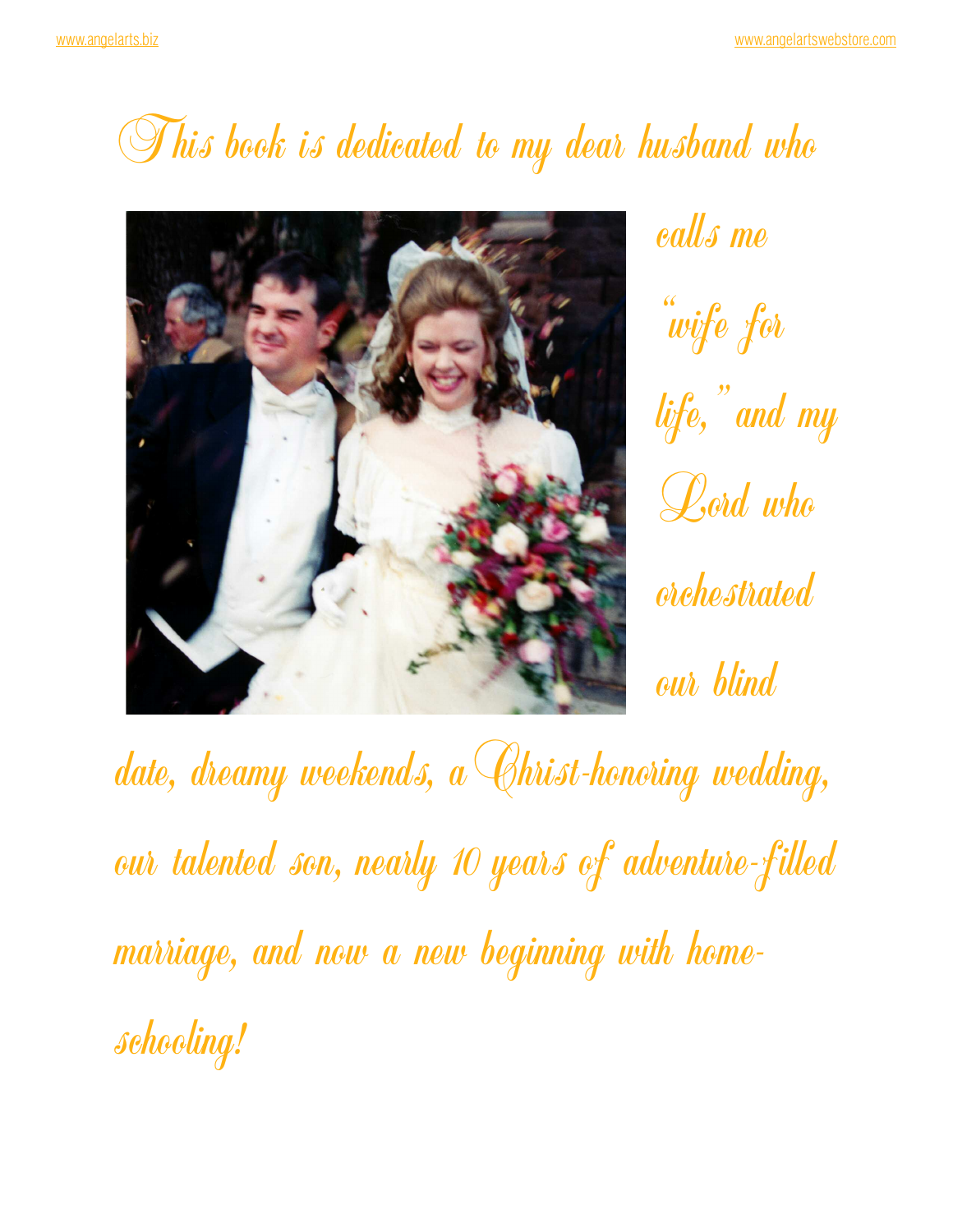*This book is dedicated to my dear husband who calls me "wife for life," and my Lord who orchestrated our blind date, dreamy weekends, a Christ-honoring wedding, our talented son, nearly 10 years of adventure-filled marriage, and now a new beginning with home-schooling!*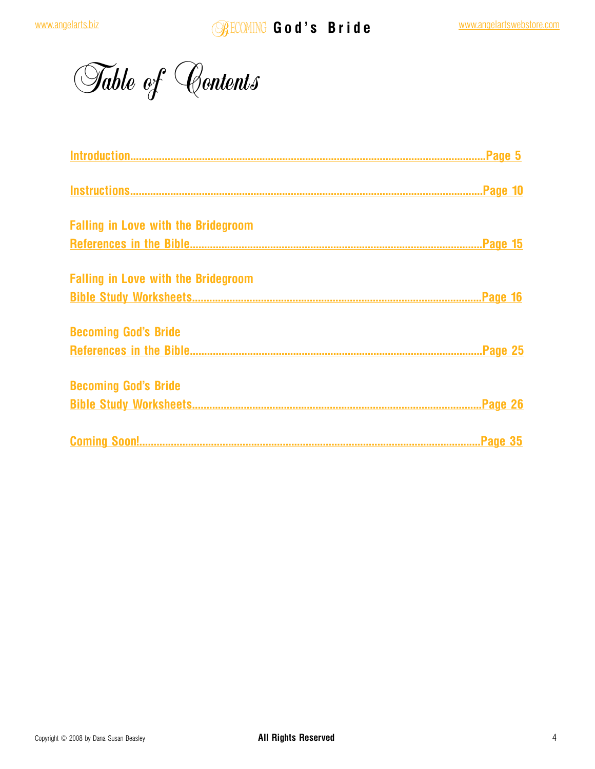# Table of Contents

Introduction..........................................................................................................................Page 5

Instructions..........................................................................................................................Page 10

Falling in Love with the Bridegroom
References in the Bible...................................................................................................Page 15

Falling in Love with the Bridegroom
Bible Study Worksheets...................................................................................................Page 16

Becoming God's Bride
References in the Bible...................................................................................................Page 25

Becoming God's Bride
Bible Study Worksheets...................................................................................................Page 26

Coming Soon!.......................................................................................................................Page 35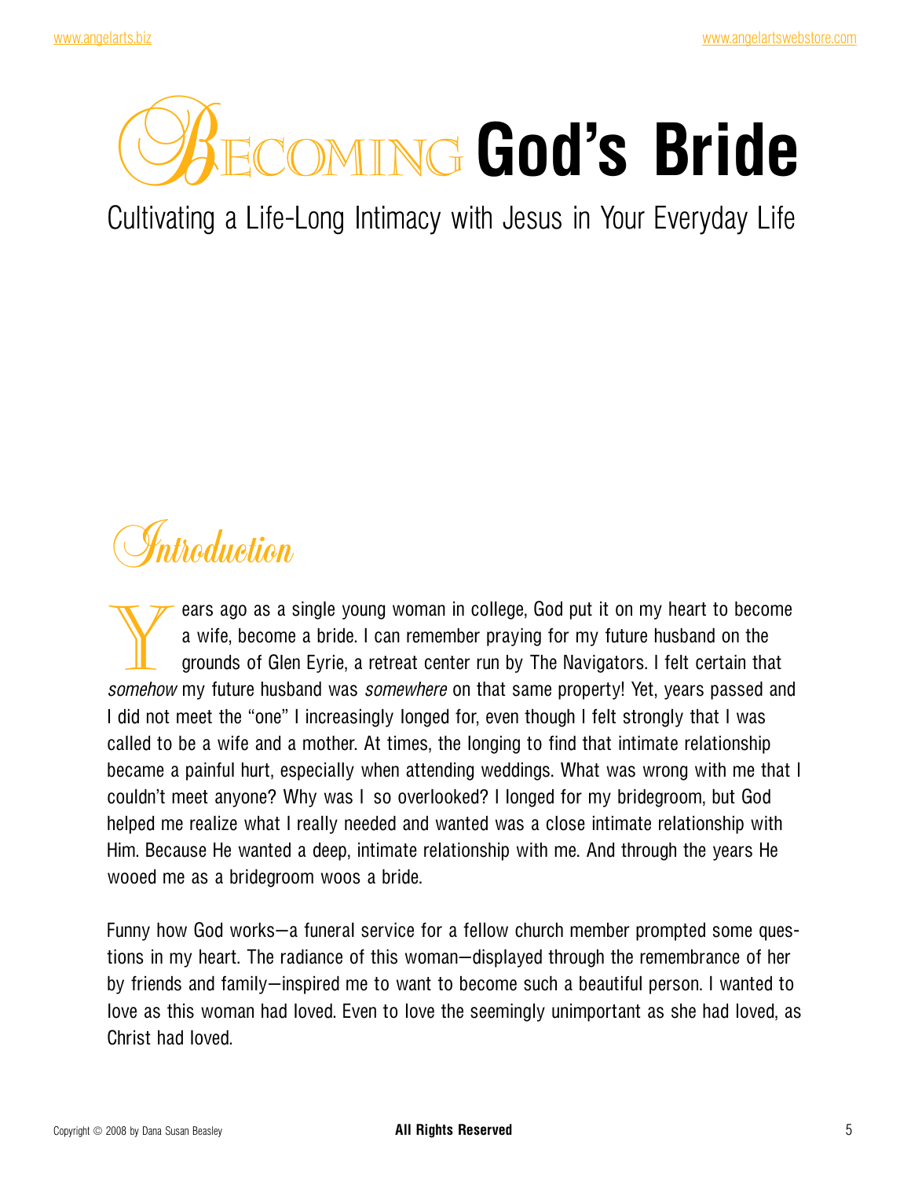# Becoming God's Bride

Cultivating a Life-Long Intimacy with Jesus in Your Everyday Life

## Introduction

Years ago as a single young woman in college, God put it on my heart to become a wife, become a bride. I can remember praying for my future husband on the grounds of Glen Eyrie, a retreat center run by The Navigators. I felt certain that *somehow* my future husband was *somewhere* on that same property! Yet, years passed and I did not meet the "one" I increasingly longed for, even though I felt strongly that I was called to be a wife and a mother. At times, the longing to find that intimate relationship became a painful hurt, especially when attending weddings. What was wrong with me that I couldn't meet anyone? Why was I so overlooked? I longed for my bridegroom, but God helped me realize what I really needed and wanted was a close intimate relationship with Him. Because He wanted a deep, intimate relationship with me. And through the years He wooed me as a bridegroom woos a bride.

Funny how God works—a funeral service for a fellow church member prompted some questions in my heart. The radiance of this woman—displayed through the remembrance of her by friends and family—inspired me to want to become such a beautiful person. I wanted to love as this woman had loved. Even to love the seemingly unimportant as she had loved, as Christ had loved.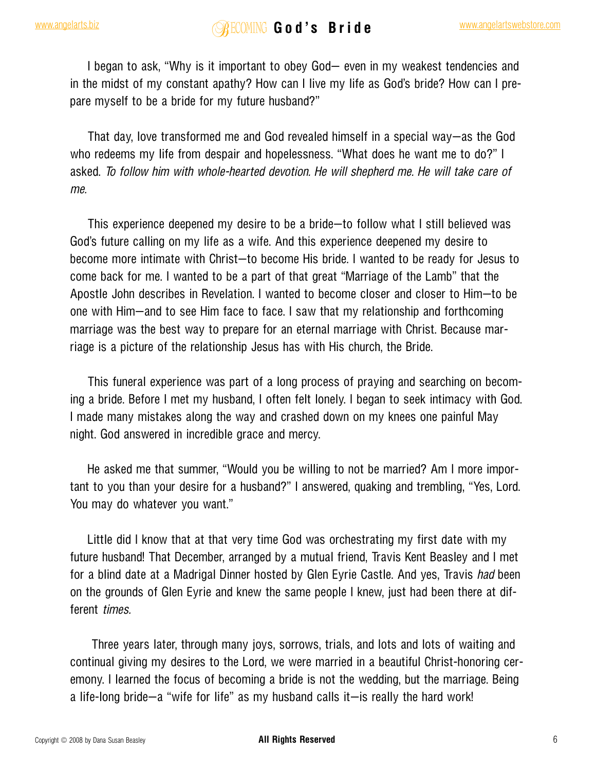I began to ask, "Why is it important to obey God— even in my weakest tendencies and in the midst of my constant apathy? How can I live my life as God's bride? How can I prepare myself to be a bride for my future husband?"

That day, love transformed me and God revealed himself in a special way—as the God who redeems my life from despair and hopelessness. "What does he want me to do?" I asked. *To follow him with whole-hearted devotion. He will shepherd me. He will take care of me.*

This experience deepened my desire to be a bride—to follow what I still believed was God's future calling on my life as a wife. And this experience deepened my desire to become more intimate with Christ—to become His bride. I wanted to be ready for Jesus to come back for me. I wanted to be a part of that great "Marriage of the Lamb" that the Apostle John describes in Revelation. I wanted to become closer and closer to Him—to be one with Him—and to see Him face to face. I saw that my relationship and forthcoming marriage was the best way to prepare for an eternal marriage with Christ. Because marriage is a picture of the relationship Jesus has with His church, the Bride.

This funeral experience was part of a long process of praying and searching on becoming a bride. Before I met my husband, I often felt lonely. I began to seek intimacy with God. I made many mistakes along the way and crashed down on my knees one painful May night. God answered in incredible grace and mercy.

He asked me that summer, "Would you be willing to not be married? Am I more important to you than your desire for a husband?" I answered, quaking and trembling, "Yes, Lord. You may do whatever you want."

Little did I know that at that very time God was orchestrating my first date with my future husband! That December, arranged by a mutual friend, Travis Kent Beasley and I met for a blind date at a Madrigal Dinner hosted by Glen Eyrie Castle. And yes, Travis *had* been on the grounds of Glen Eyrie and knew the same people I knew, just had been there at different *times.*

Three years later, through many joys, sorrows, trials, and lots and lots of waiting and continual giving my desires to the Lord, we were married in a beautiful Christ-honoring ceremony. I learned the focus of becoming a bride is not the wedding, but the marriage. Being a life-long bride—a "wife for life" as my husband calls it—is really the hard work!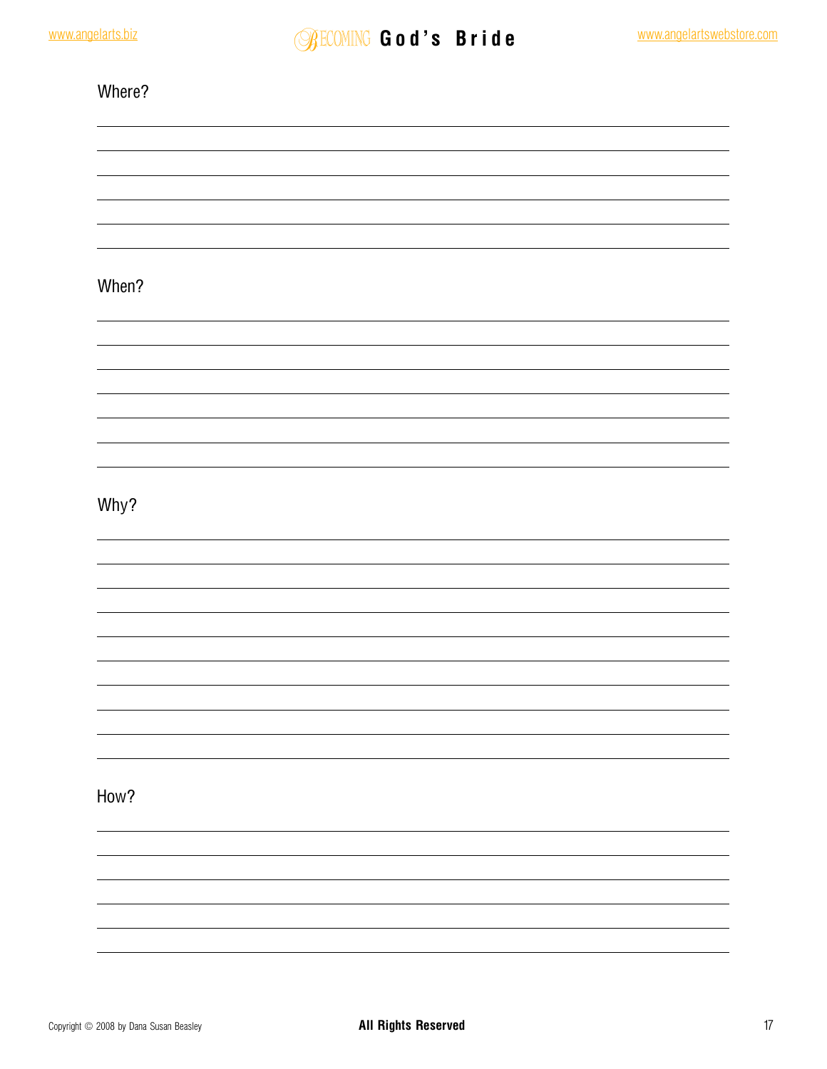Where?

When?

Why?

How?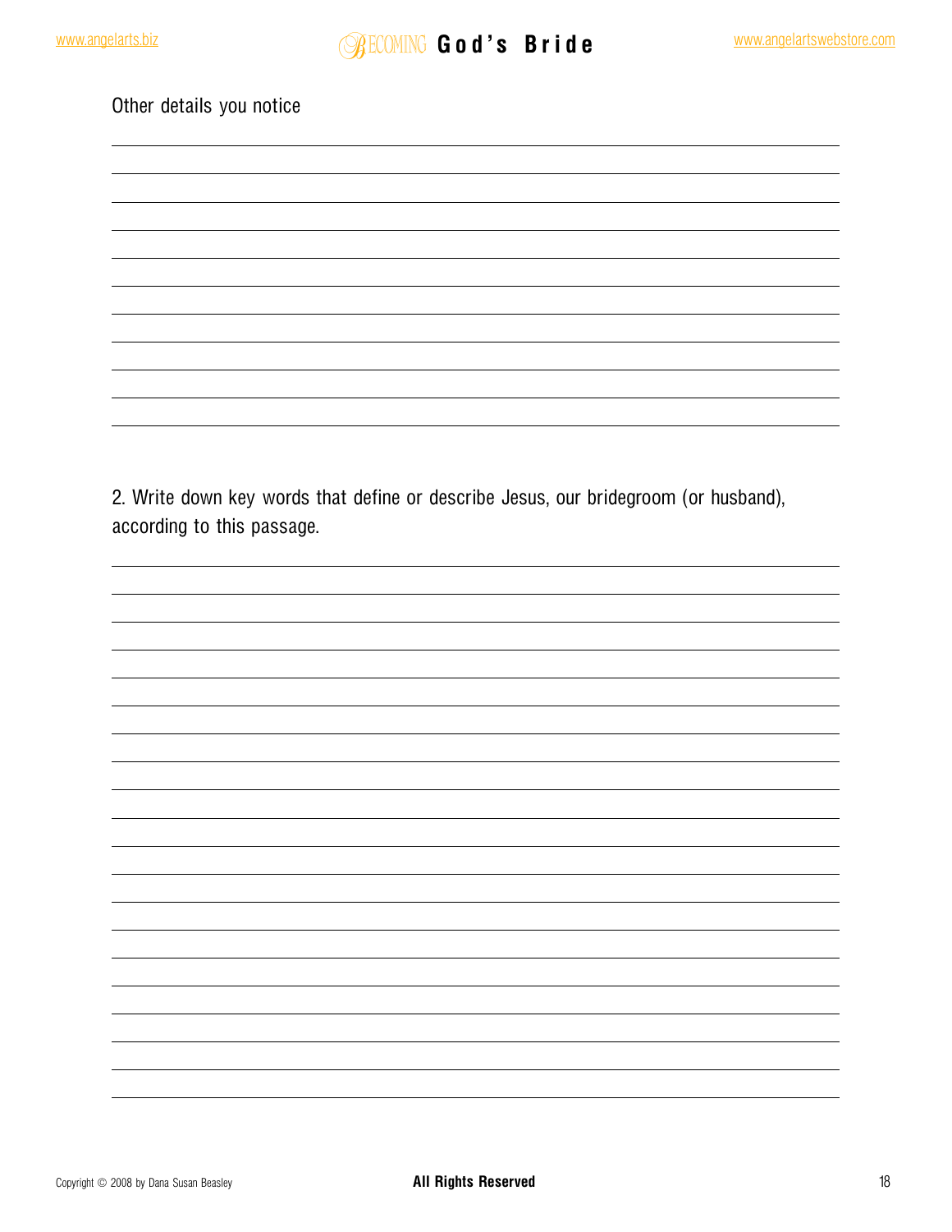Other details you notice

2. Write down key words that define or describe Jesus, our bridegroom (or husband), according to this passage.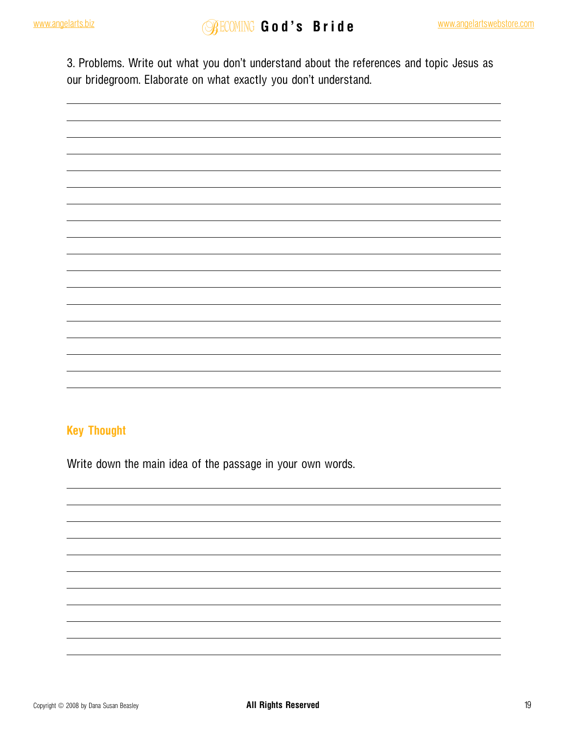3. Problems. Write out what you don't understand about the references and topic Jesus as our bridegroom. Elaborate on what exactly you don't understand.

## Key Thought

Write down the main idea of the passage in your own words.